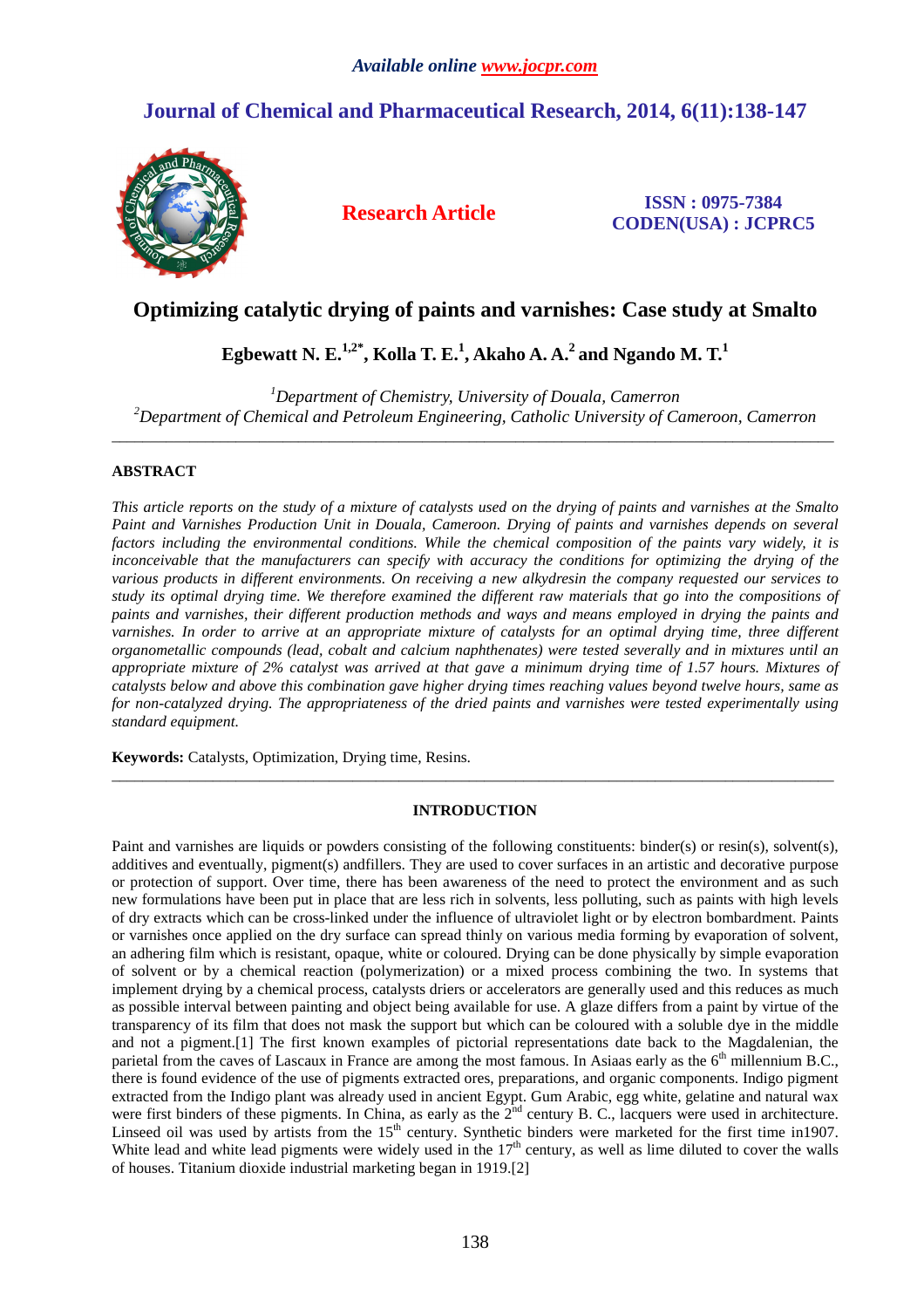*Available online www.jocpr.com*

# Journal of Chemical and Pharmaceutical Research, 2014, 6(11):138-147

**Research Article**

**ISSN : 0975-7384**
**CODEN(USA) : JCPRC5**

# Optimizing catalytic drying of paints and varnishes: Case study at Smalto

**Egbewatt N. E.[1,2*], Kolla T. E.[1], Akaho A. A.[2] and Ngando M. T.[1]**

*[1]Department of Chemistry, University of Douala, Camerron*
*[2]Department of Chemical and Petroleum Engineering, Catholic University of Cameroon, Camerron*

---

## ABSTRACT

*This article reports on the study of a mixture of catalysts used on the drying of paints and varnishes at the Smalto Paint and Varnishes Production Unit in Douala, Cameroon. Drying of paints and varnishes depends on several factors including the environmental conditions. While the chemical composition of the paints vary widely, it is inconceivable that the manufacturers can specify with accuracy the conditions for optimizing the drying of the various products in different environments. On receiving a new alkydresin the company requested our services to study its optimal drying time. We therefore examined the different raw materials that go into the compositions of paints and varnishes, their different production methods and ways and means employed in drying the paints and varnishes. In order to arrive at an appropriate mixture of catalysts for an optimal drying time, three different organometallic compounds (lead, cobalt and calcium naphthenates) were tested severally and in mixtures until an appropriate mixture of 2% catalyst was arrived at that gave a minimum drying time of 1.57 hours. Mixtures of catalysts below and above this combination gave higher drying times reaching values beyond twelve hours, same as for non-catalyzed drying. The appropriateness of the dried paints and varnishes were tested experimentally using standard equipment.*

**Keywords:** Catalysts, Optimization, Drying time, Resins.

---

## INTRODUCTION

Paint and varnishes are liquids or powders consisting of the following constituents: binder(s) or resin(s), solvent(s), additives and eventually, pigment(s) andfillers. They are used to cover surfaces in an artistic and decorative purpose or protection of support. Over time, there has been awareness of the need to protect the environment and as such new formulations have been put in place that are less rich in solvents, less polluting, such as paints with high levels of dry extracts which can be cross-linked under the influence of ultraviolet light or by electron bombardment. Paints or varnishes once applied on the dry surface can spread thinly on various media forming by evaporation of solvent, an adhering film which is resistant, opaque, white or coloured. Drying can be done physically by simple evaporation of solvent or by a chemical reaction (polymerization) or a mixed process combining the two. In systems that implement drying by a chemical process, catalysts driers or accelerators are generally used and this reduces as much as possible interval between painting and object being available for use. A glaze differs from a paint by virtue of the transparency of its film that does not mask the support but which can be coloured with a soluble dye in the middle and not a pigment.[1] The first known examples of pictorial representations date back to the Magdalenian, the parietal from the caves of Lascaux in France are among the most famous. In Asiaas early as the 6th millennium B.C., there is found evidence of the use of pigments extracted ores, preparations, and organic components. Indigo pigment extracted from the Indigo plant was already used in ancient Egypt. Gum Arabic, egg white, gelatine and natural wax were first binders of these pigments. In China, as early as the 2nd century B. C., lacquers were used in architecture. Linseed oil was used by artists from the 15th century. Synthetic binders were marketed for the first time in1907. White lead and white lead pigments were widely used in the 17th century, as well as lime diluted to cover the walls of houses. Titanium dioxide industrial marketing began in 1919.[2]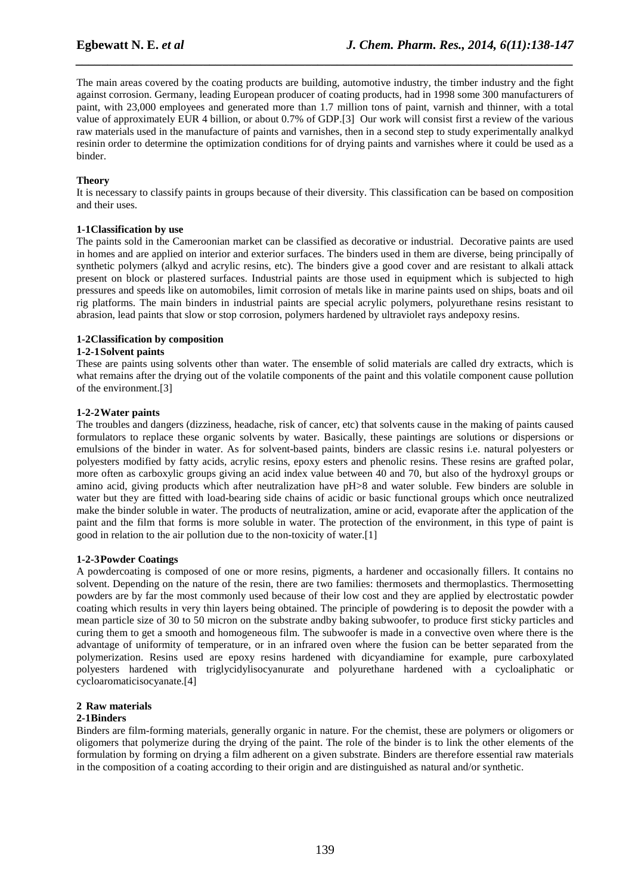The main areas covered by the coating products are building, automotive industry, the timber industry and the fight against corrosion. Germany, leading European producer of coating products, had in 1998 some 300 manufacturers of paint, with 23,000 employees and generated more than 1.7 million tons of paint, varnish and thinner, with a total value of approximately EUR 4 billion, or about 0.7% of GDP.[3] Our work will consist first a review of the various raw materials used in the manufacture of paints and varnishes, then in a second step to study experimentally analkyd resinin order to determine the optimization conditions for of drying paints and varnishes where it could be used as a binder.

**Theory**

It is necessary to classify paints in groups because of their diversity. This classification can be based on composition and their uses.

**1-1Classification by use**

The paints sold in the Cameroonian market can be classified as decorative or industrial. Decorative paints are used in homes and are applied on interior and exterior surfaces. The binders used in them are diverse, being principally of synthetic polymers (alkyd and acrylic resins, etc). The binders give a good cover and are resistant to alkali attack present on block or plastered surfaces. Industrial paints are those used in equipment which is subjected to high pressures and speeds like on automobiles, limit corrosion of metals like in marine paints used on ships, boats and oil rig platforms. The main binders in industrial paints are special acrylic polymers, polyurethane resins resistant to abrasion, lead paints that slow or stop corrosion, polymers hardened by ultraviolet rays andepoxy resins.

**1-2Classification by composition**

**1-2-1Solvent paints**

These are paints using solvents other than water. The ensemble of solid materials are called dry extracts, which is what remains after the drying out of the volatile components of the paint and this volatile component cause pollution of the environment.[3]

**1-2-2Water paints**

The troubles and dangers (dizziness, headache, risk of cancer, etc) that solvents cause in the making of paints caused formulators to replace these organic solvents by water. Basically, these paintings are solutions or dispersions or emulsions of the binder in water. As for solvent-based paints, binders are classic resins i.e. natural polyesters or polyesters modified by fatty acids, acrylic resins, epoxy esters and phenolic resins. These resins are grafted polar, more often as carboxylic groups giving an acid index value between 40 and 70, but also of the hydroxyl groups or amino acid, giving products which after neutralization have pH>8 and water soluble. Few binders are soluble in water but they are fitted with load-bearing side chains of acidic or basic functional groups which once neutralized make the binder soluble in water. The products of neutralization, amine or acid, evaporate after the application of the paint and the film that forms is more soluble in water. The protection of the environment, in this type of paint is good in relation to the air pollution due to the non-toxicity of water.[1]

**1-2-3Powder Coatings**

A powdercoating is composed of one or more resins, pigments, a hardener and occasionally fillers. It contains no solvent. Depending on the nature of the resin, there are two families: thermosets and thermoplastics. Thermosetting powders are by far the most commonly used because of their low cost and they are applied by electrostatic powder coating which results in very thin layers being obtained. The principle of powdering is to deposit the powder with a mean particle size of 30 to 50 micron on the substrate andby baking subwoofer, to produce first sticky particles and curing them to get a smooth and homogeneous film. The subwoofer is made in a convective oven where there is the advantage of uniformity of temperature, or in an infrared oven where the fusion can be better separated from the polymerization. Resins used are epoxy resins hardened with dicyandiamine for example, pure carboxylated polyesters hardened with triglycidylisocyanurate and polyurethane hardened with a cycloaliphatic or cycloaromaticisocyanate.[4]

**2 Raw materials**

**2-1Binders**

Binders are film-forming materials, generally organic in nature. For the chemist, these are polymers or oligomers or oligomers that polymerize during the drying of the paint. The role of the binder is to link the other elements of the formulation by forming on drying a film adherent on a given substrate. Binders are therefore essential raw materials in the composition of a coating according to their origin and are distinguished as natural and/or synthetic.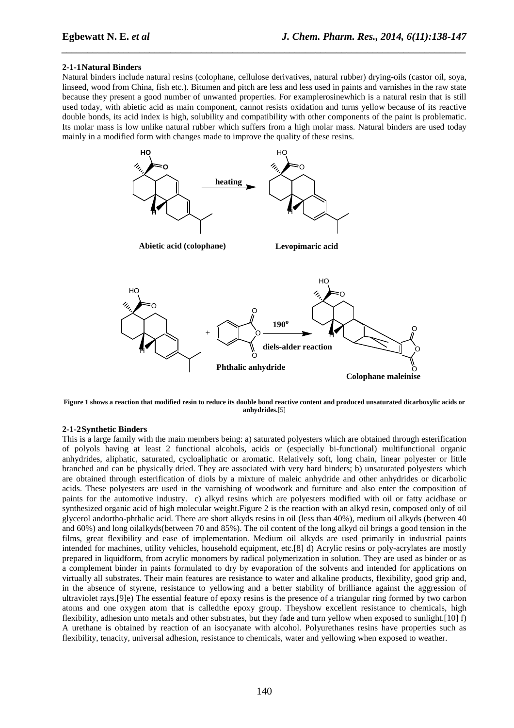#### 2-1-1 Natural Binders

Natural binders include natural resins (colophane, cellulose derivatives, natural rubber) drying-oils (castor oil, soya, linseed, wood from China, fish etc.). Bitumen and pitch are less and less used in paints and varnishes in the raw state because they present a good number of unwanted properties. For examplerosinewhich is a natural resin that is still used today, with abietic acid as main component, cannot resists oxidation and turns yellow because of its reactive double bonds, its acid index is high, solubility and compatibility with other components of the paint is problematic. Its molar mass is low unlike natural rubber which suffers from a high molar mass. Natural binders are used today mainly in a modified form with changes made to improve the quality of these resins.

heating

Abietic acid (colophane)

Levopimaric acid

$190^o$

diels-alder reaction

Phthalic anhydride

Colophane maleinise

**Figure 1 shows a reaction that modified resin to reduce its double bond reactive content and produced unsaturated dicarboxylic acids or anhydrides.**[5]

#### 2-1-2 Synthetic Binders

This is a large family with the main members being: a) saturated polyesters which are obtained through esterification of polyols having at least 2 functional alcohols, acids or (especially bi-functional) multifunctional organic anhydrides, aliphatic, saturated, cycloaliphatic or aromatic. Relatively soft, long chain, linear polyester or little branched and can be physically dried. They are associated with very hard binders; b) unsaturated polyesters which are obtained through esterification of diols by a mixture of maleic anhydride and other anhydrides or dicarbolic acids. These polyesters are used in the varnishing of woodwork and furniture and also enter the composition of paints for the automotive industry. c) alkyd resins which are polyesters modified with oil or fatty acidbase or synthesized organic acid of high molecular weight.Figure 2 is the reaction with an alkyd resin, composed only of oil glycerol andortho-phthalic acid. There are short alkyds resins in oil (less than 40%), medium oil alkyds (between 40 and 60%) and long oilalkyds(between 70 and 85%). The oil content of the long alkyd oil brings a good tension in the films, great flexibility and ease of implementation. Medium oil alkyds are used primarily in industrial paints intended for machines, utility vehicles, household equipment, etc.[8] d) Acrylic resins or poly-acrylates are mostly prepared in liquidform, from acrylic monomers by radical polymerization in solution. They are used as binder or as a complement binder in paints formulated to dry by evaporation of the solvents and intended for applications on virtually all substrates. Their main features are resistance to water and alkaline products, flexibility, good grip and, in the absence of styrene, resistance to yellowing and a better stability of brilliance against the aggression of ultraviolet rays.[9]e) The essential feature of epoxy resins is the presence of a triangular ring formed by two carbon atoms and one oxygen atom that is calledthe epoxy group. Theyshow excellent resistance to chemicals, high flexibility, adhesion unto metals and other substrates, but they fade and turn yellow when exposed to sunlight.[10] f) A urethane is obtained by reaction of an isocyanate with alcohol. Polyurethanes resins have properties such as flexibility, tenacity, universal adhesion, resistance to chemicals, water and yellowing when exposed to weather.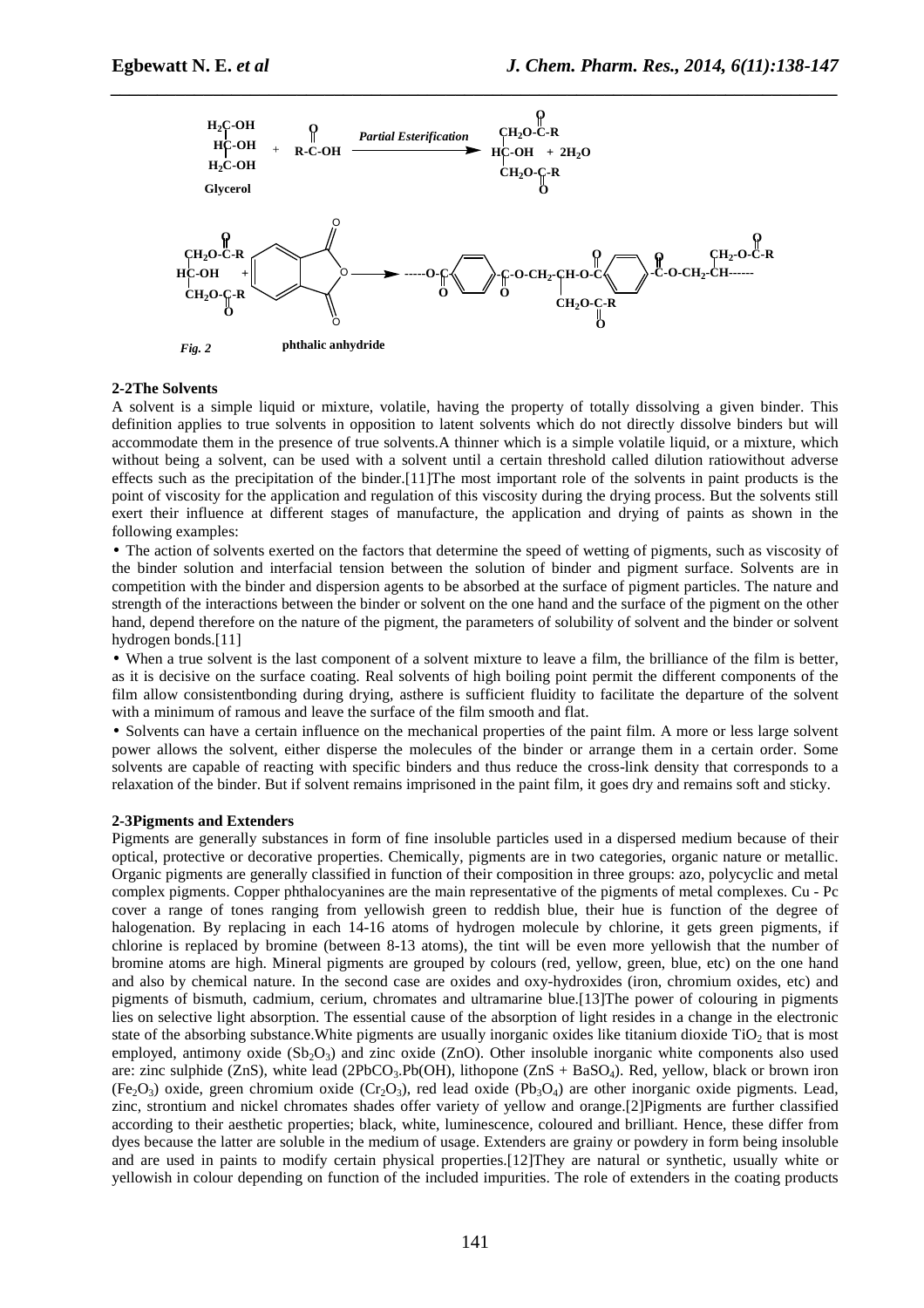Glycerol + R-C-OH → (Partial Esterification) → diglyceride + $2H_2O$

phthalic anhydride

*Fig. 2*

**2-2The Solvents**

A solvent is a simple liquid or mixture, volatile, having the property of totally dissolving a given binder. This definition applies to true solvents in opposition to latent solvents which do not directly dissolve binders but will accommodate them in the presence of true solvents.A thinner which is a simple volatile liquid, or a mixture, which without being a solvent, can be used with a solvent until a certain threshold called dilution ratiowithout adverse effects such as the precipitation of the binder.[11]The most important role of the solvents in paint products is the point of viscosity for the application and regulation of this viscosity during the drying process. But the solvents still exert their influence at different stages of manufacture, the application and drying of paints as shown in the following examples:

- The action of solvents exerted on the factors that determine the speed of wetting of pigments, such as viscosity of the binder solution and interfacial tension between the solution of binder and pigment surface. Solvents are in competition with the binder and dispersion agents to be absorbed at the surface of pigment particles. The nature and strength of the interactions between the binder or solvent on the one hand and the surface of the pigment on the other hand, depend therefore on the nature of the pigment, the parameters of solubility of solvent and the binder or solvent hydrogen bonds.[11]
- When a true solvent is the last component of a solvent mixture to leave a film, the brilliance of the film is better, as it is decisive on the surface coating. Real solvents of high boiling point permit the different components of the film allow consistentbonding during drying, asthere is sufficient fluidity to facilitate the departure of the solvent with a minimum of ramous and leave the surface of the film smooth and flat.
- Solvents can have a certain influence on the mechanical properties of the paint film. A more or less large solvent power allows the solvent, either disperse the molecules of the binder or arrange them in a certain order. Some solvents are capable of reacting with specific binders and thus reduce the cross-link density that corresponds to a relaxation of the binder. But if solvent remains imprisoned in the paint film, it goes dry and remains soft and sticky.

**2-3Pigments and Extenders**

Pigments are generally substances in form of fine insoluble particles used in a dispersed medium because of their optical, protective or decorative properties. Chemically, pigments are in two categories, organic nature or metallic. Organic pigments are generally classified in function of their composition in three groups: azo, polycyclic and metal complex pigments. Copper phthalocyanines are the main representative of the pigments of metal complexes. Cu - Pc cover a range of tones ranging from yellowish green to reddish blue, their hue is function of the degree of halogenation. By replacing in each 14-16 atoms of hydrogen molecule by chlorine, it gets green pigments, if chlorine is replaced by bromine (between 8-13 atoms), the tint will be even more yellowish that the number of bromine atoms are high. Mineral pigments are grouped by colours (red, yellow, green, blue, etc) on the one hand and also by chemical nature. In the second case are oxides and oxy-hydroxides (iron, chromium oxides, etc) and pigments of bismuth, cadmium, cerium, chromates and ultramarine blue.[13]The power of colouring in pigments lies on selective light absorption. The essential cause of the absorption of light resides in a change in the electronic state of the absorbing substance.White pigments are usually inorganic oxides like titanium dioxide $TiO_2$ that is most employed, antimony oxide ($Sb_2O_3$) and zinc oxide ($ZnO$). Other insoluble inorganic white components also used are: zinc sulphide ($ZnS$), white lead ($2PbCO_3.Pb(OH)$, lithopone ($ZnS + BaSO_4$). Red, yellow, black or brown iron ($Fe_2O_3$) oxide, green chromium oxide ($Cr_2O_3$), red lead oxide ($Pb_3O_4$) are other inorganic oxide pigments. Lead, zinc, strontium and nickel chromates shades offer variety of yellow and orange.[2]Pigments are further classified according to their aesthetic properties; black, white, luminescence, coloured and brilliant. Hence, these differ from dyes because the latter are soluble in the medium of usage. Extenders are grainy or powdery in form being insoluble and are used in paints to modify certain physical properties.[12]They are natural or synthetic, usually white or yellowish in colour depending on function of the included impurities. The role of extenders in the coating products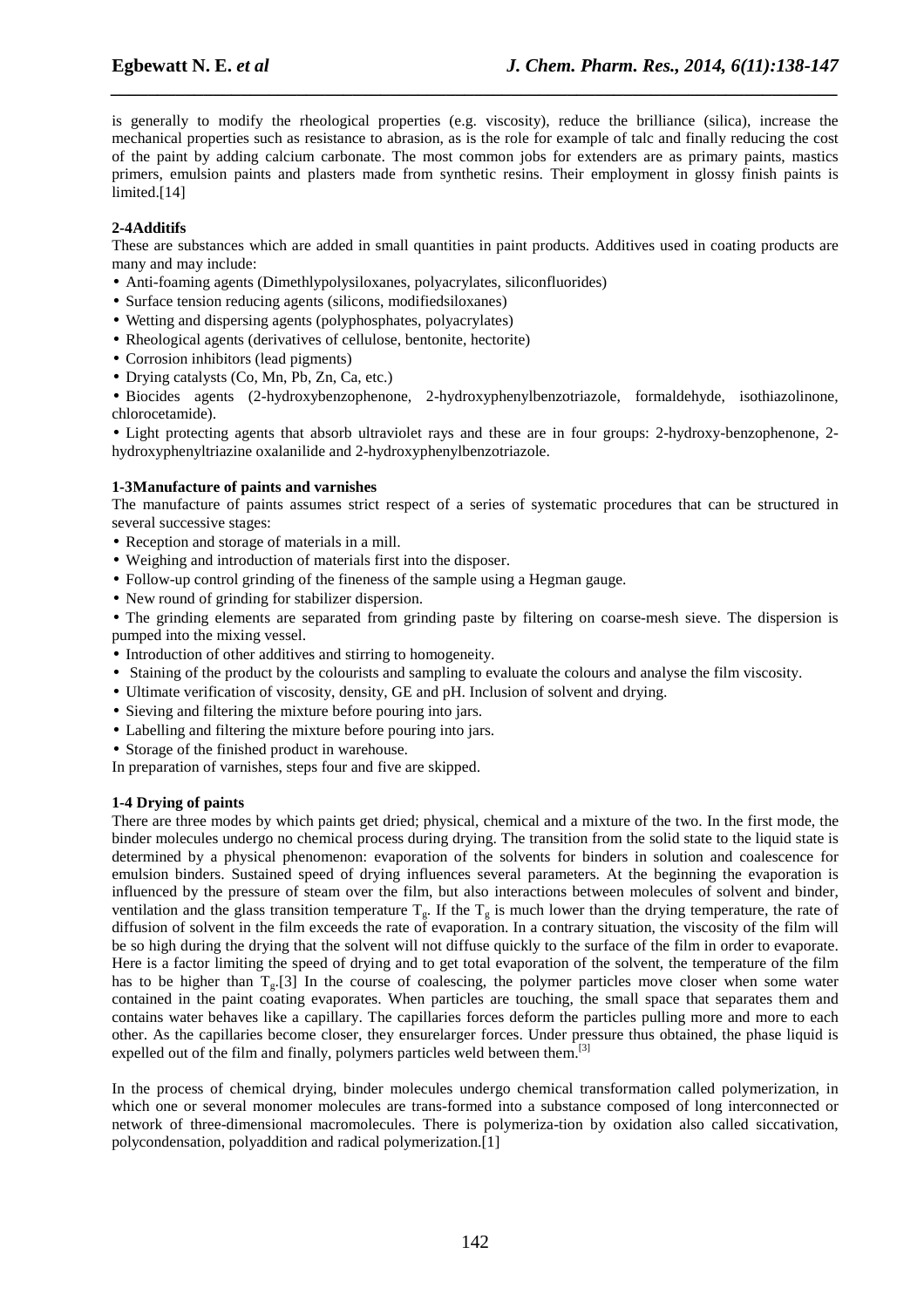is generally to modify the rheological properties (e.g. viscosity), reduce the brilliance (silica), increase the mechanical properties such as resistance to abrasion, as is the role for example of talc and finally reducing the cost of the paint by adding calcium carbonate. The most common jobs for extenders are as primary paints, mastics primers, emulsion paints and plasters made from synthetic resins. Their employment in glossy finish paints is limited.[14]

**2-4Additifs**

These are substances which are added in small quantities in paint products. Additives used in coating products are many and may include:

- Anti-foaming agents (Dimethlypolysiloxanes, polyacrylates, siliconfluorides)
- Surface tension reducing agents (silicons, modifiedsiloxanes)
- Wetting and dispersing agents (polyphosphates, polyacrylates)
- Rheological agents (derivatives of cellulose, bentonite, hectorite)
- Corrosion inhibitors (lead pigments)
- Drying catalysts (Co, Mn, Pb, Zn, Ca, etc.)
- Biocides agents (2-hydroxybenzophenone, 2-hydroxyphenylbenzotriazole, formaldehyde, isothiazolinone, chlorocetamide).
- Light protecting agents that absorb ultraviolet rays and these are in four groups: 2-hydroxy-benzophenone, 2-hydroxyphenyltriazine oxalanilide and 2-hydroxyphenylbenzotriazole.

**1-3Manufacture of paints and varnishes**

The manufacture of paints assumes strict respect of a series of systematic procedures that can be structured in several successive stages:

- Reception and storage of materials in a mill.
- Weighing and introduction of materials first into the disposer.
- Follow-up control grinding of the fineness of the sample using a Hegman gauge.
- New round of grinding for stabilizer dispersion.
- The grinding elements are separated from grinding paste by filtering on coarse-mesh sieve. The dispersion is pumped into the mixing vessel.
- Introduction of other additives and stirring to homogeneity.
- Staining of the product by the colourists and sampling to evaluate the colours and analyse the film viscosity.
- Ultimate verification of viscosity, density, GE and pH. Inclusion of solvent and drying.
- Sieving and filtering the mixture before pouring into jars.
- Labelling and filtering the mixture before pouring into jars.
- Storage of the finished product in warehouse.

In preparation of varnishes, steps four and five are skipped.

**1-4 Drying of paints**

There are three modes by which paints get dried; physical, chemical and a mixture of the two. In the first mode, the binder molecules undergo no chemical process during drying. The transition from the solid state to the liquid state is determined by a physical phenomenon: evaporation of the solvents for binders in solution and coalescence for emulsion binders. Sustained speed of drying influences several parameters. At the beginning the evaporation is influenced by the pressure of steam over the film, but also interactions between molecules of solvent and binder, ventilation and the glass transition temperature $T_g$. If the $T_g$ is much lower than the drying temperature, the rate of diffusion of solvent in the film exceeds the rate of evaporation. In a contrary situation, the viscosity of the film will be so high during the drying that the solvent will not diffuse quickly to the surface of the film in order to evaporate. Here is a factor limiting the speed of drying and to get total evaporation of the solvent, the temperature of the film has to be higher than $T_g$.[3] In the course of coalescing, the polymer particles move closer when some water contained in the paint coating evaporates. When particles are touching, the small space that separates them and contains water behaves like a capillary. The capillaries forces deform the particles pulling more and more to each other. As the capillaries become closer, they ensurelarger forces. Under pressure thus obtained, the phase liquid is expelled out of the film and finally, polymers particles weld between them.[3]

In the process of chemical drying, binder molecules undergo chemical transformation called polymerization, in which one or several monomer molecules are trans-formed into a substance composed of long interconnected or network of three-dimensional macromolecules. There is polymeriza-tion by oxidation also called siccativation, polycondensation, polyaddition and radical polymerization.[1]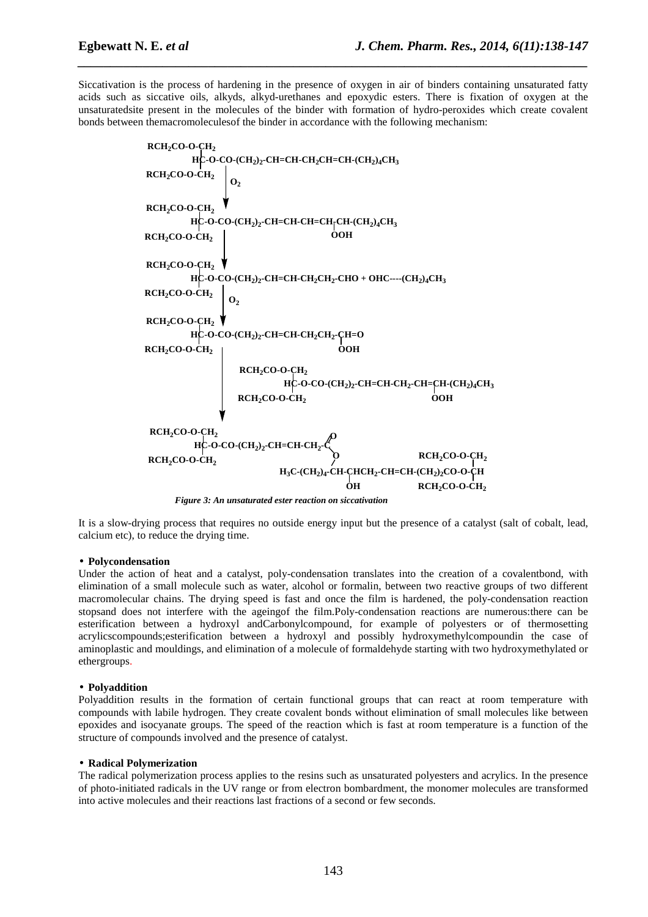Siccativation is the process of hardening in the presence of oxygen in air of binders containing unsaturated fatty acids such as siccative oils, alkyds, alkyd-urethanes and epoxydic esters. There is fixation of oxygen at the unsaturatedsite present in the molecules of the binder with formation of hydro-peroxides which create covalent bonds between themacromoleculesof the binder in accordance with the following mechanism:

$$
\begin{array}{l}
RCH_2CO\text{-}O\text{-}CH_2 \\
\quad HC\text{-}O\text{-}CO\text{-}(CH_2)_2\text{-}CH{=}CH\text{-}CH_2CH{=}CH\text{-}(CH_2)_4CH_3 \\
RCH_2CO\text{-}O\text{-}CH_2
\end{array}
$$

$$\downarrow O_2$$

$$
\begin{array}{l}
RCH_2CO\text{-}O\text{-}CH_2 \\
\quad HC\text{-}O\text{-}CO\text{-}(CH_2)_2\text{-}CH{=}CH\text{-}CH{=}CH\text{-}CH(OOH)\text{-}(CH_2)_4CH_3 \\
RCH_2CO\text{-}O\text{-}CH_2
\end{array}
$$

$$\downarrow$$

$$
\begin{array}{l}
RCH_2CO\text{-}O\text{-}CH_2 \\
\quad HC\text{-}O\text{-}CO\text{-}(CH_2)_2\text{-}CH{=}CH\text{-}CH_2CH_2\text{-}CHO + OHC\text{----}(CH_2)_4CH_3 \\
RCH_2CO\text{-}O\text{-}CH_2
\end{array}
$$

$$\downarrow O_2$$

$$
\begin{array}{l}
RCH_2CO\text{-}O\text{-}CH_2 \\
\quad HC\text{-}O\text{-}CO\text{-}(CH_2)_2\text{-}CH{=}CH\text{-}CH_2CH_2\text{-}CH(OOH){=}O \\
RCH_2CO\text{-}O\text{-}CH_2
\end{array}
$$

$$
+ \quad
\begin{array}{l}
RCH_2CO\text{-}O\text{-}CH_2 \\
\quad HC\text{-}O\text{-}CO\text{-}(CH_2)_2\text{-}CH{=}CH\text{-}CH_2\text{-}CH{=}CH(OOH)\text{-}(CH_2)_4CH_3 \\
RCH_2CO\text{-}O\text{-}CH_2
\end{array}
$$

$$\downarrow$$

$$
\begin{array}{l}
RCH_2CO\text{-}O\text{-}CH_2 \\
\quad HC\text{-}O\text{-}CO\text{-}(CH_2)_2\text{-}CH{=}CH\text{-}CH_2\text{-}C({=}O)\text{-}O \\
RCH_2CO\text{-}O\text{-}CH_2 \qquad\qquad H_3C\text{-}(CH_2)_4\text{-}CH\text{-}CH(OH)CH_2\text{-}CH{=}CH\text{-}(CH_2)_2CO\text{-}O\text{-}CH(CH_2\text{-}O\text{-}COCH_2R)_2
\end{array}
$$

*Figure 3: An unsaturated ester reaction on siccativation*

It is a slow-drying process that requires no outside energy input but the presence of a catalyst (salt of cobalt, lead, calcium etc), to reduce the drying time.

- **Polycondensation**

Under the action of heat and a catalyst, poly-condensation translates into the creation of a covalentbond, with elimination of a small molecule such as water, alcohol or formalin, between two reactive groups of two different macromolecular chains. The drying speed is fast and once the film is hardened, the poly-condensation reaction stopsand does not interfere with the ageingof the film.Poly-condensation reactions are numerous:there can be esterification between a hydroxyl andCarbonylcompound, for example of polyesters or of thermosetting acrylicscompounds;esterification between a hydroxyl and possibly hydroxymethylcompoundin the case of aminoplastic and mouldings, and elimination of a molecule of formaldehyde starting with two hydroxymethylated or ethergroups.

- **Polyaddition**

Polyaddition results in the formation of certain functional groups that can react at room temperature with compounds with labile hydrogen. They create covalent bonds without elimination of small molecules like between epoxides and isocyanate groups. The speed of the reaction which is fast at room temperature is a function of the structure of compounds involved and the presence of catalyst.

- **Radical Polymerization**

The radical polymerization process applies to the resins such as unsaturated polyesters and acrylics. In the presence of photo-initiated radicals in the UV range or from electron bombardment, the monomer molecules are transformed into active molecules and their reactions last fractions of a second or few seconds.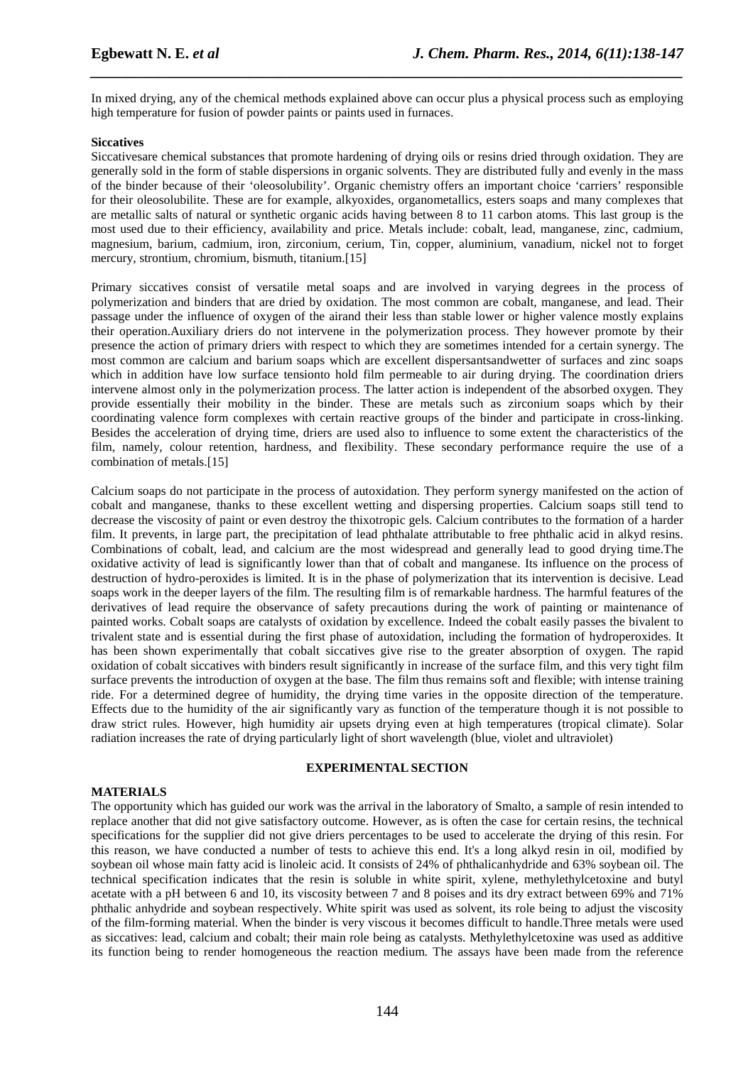In mixed drying, any of the chemical methods explained above can occur plus a physical process such as employing high temperature for fusion of powder paints or paints used in furnaces.

**Siccatives**

Siccativesare chemical substances that promote hardening of drying oils or resins dried through oxidation. They are generally sold in the form of stable dispersions in organic solvents. They are distributed fully and evenly in the mass of the binder because of their 'oleosolubility'. Organic chemistry offers an important choice 'carriers' responsible for their oleosolubilite. These are for example, alkyoxides, organometallics, esters soaps and many complexes that are metallic salts of natural or synthetic organic acids having between 8 to 11 carbon atoms. This last group is the most used due to their efficiency, availability and price. Metals include: cobalt, lead, manganese, zinc, cadmium, magnesium, barium, cadmium, iron, zirconium, cerium, Tin, copper, aluminium, vanadium, nickel not to forget mercury, strontium, chromium, bismuth, titanium.[15]

Primary siccatives consist of versatile metal soaps and are involved in varying degrees in the process of polymerization and binders that are dried by oxidation. The most common are cobalt, manganese, and lead. Their passage under the influence of oxygen of the airand their less than stable lower or higher valence mostly explains their operation.Auxiliary driers do not intervene in the polymerization process. They however promote by their presence the action of primary driers with respect to which they are sometimes intended for a certain synergy. The most common are calcium and barium soaps which are excellent dispersantsandwetter of surfaces and zinc soaps which in addition have low surface tensionto hold film permeable to air during drying. The coordination driers intervene almost only in the polymerization process. The latter action is independent of the absorbed oxygen. They provide essentially their mobility in the binder. These are metals such as zirconium soaps which by their coordinating valence form complexes with certain reactive groups of the binder and participate in cross-linking. Besides the acceleration of drying time, driers are used also to influence to some extent the characteristics of the film, namely, colour retention, hardness, and flexibility. These secondary performance require the use of a combination of metals.[15]

Calcium soaps do not participate in the process of autoxidation. They perform synergy manifested on the action of cobalt and manganese, thanks to these excellent wetting and dispersing properties. Calcium soaps still tend to decrease the viscosity of paint or even destroy the thixotropic gels. Calcium contributes to the formation of a harder film. It prevents, in large part, the precipitation of lead phthalate attributable to free phthalic acid in alkyd resins. Combinations of cobalt, lead, and calcium are the most widespread and generally lead to good drying time.The oxidative activity of lead is significantly lower than that of cobalt and manganese. Its influence on the process of destruction of hydro-peroxides is limited. It is in the phase of polymerization that its intervention is decisive. Lead soaps work in the deeper layers of the film. The resulting film is of remarkable hardness. The harmful features of the derivatives of lead require the observance of safety precautions during the work of painting or maintenance of painted works. Cobalt soaps are catalysts of oxidation by excellence. Indeed the cobalt easily passes the bivalent to trivalent state and is essential during the first phase of autoxidation, including the formation of hydroperoxides. It has been shown experimentally that cobalt siccatives give rise to the greater absorption of oxygen. The rapid oxidation of cobalt siccatives with binders result significantly in increase of the surface film, and this very tight film surface prevents the introduction of oxygen at the base. The film thus remains soft and flexible; with intense training ride. For a determined degree of humidity, the drying time varies in the opposite direction of the temperature. Effects due to the humidity of the air significantly vary as function of the temperature though it is not possible to draw strict rules. However, high humidity air upsets drying even at high temperatures (tropical climate). Solar radiation increases the rate of drying particularly light of short wavelength (blue, violet and ultraviolet)

## EXPERIMENTAL SECTION

**MATERIALS**

The opportunity which has guided our work was the arrival in the laboratory of Smalto, a sample of resin intended to replace another that did not give satisfactory outcome. However, as is often the case for certain resins, the technical specifications for the supplier did not give driers percentages to be used to accelerate the drying of this resin. For this reason, we have conducted a number of tests to achieve this end. It's a long alkyd resin in oil, modified by soybean oil whose main fatty acid is linoleic acid. It consists of 24% of phthalicanhydride and 63% soybean oil. The technical specification indicates that the resin is soluble in white spirit, xylene, methylethylcetoxine and butyl acetate with a pH between 6 and 10, its viscosity between 7 and 8 poises and its dry extract between 69% and 71% phthalic anhydride and soybean respectively. White spirit was used as solvent, its role being to adjust the viscosity of the film-forming material. When the binder is very viscous it becomes difficult to handle.Three metals were used as siccatives: lead, calcium and cobalt; their main role being as catalysts. Methylethylcetoxine was used as additive its function being to render homogeneous the reaction medium. The assays have been made from the reference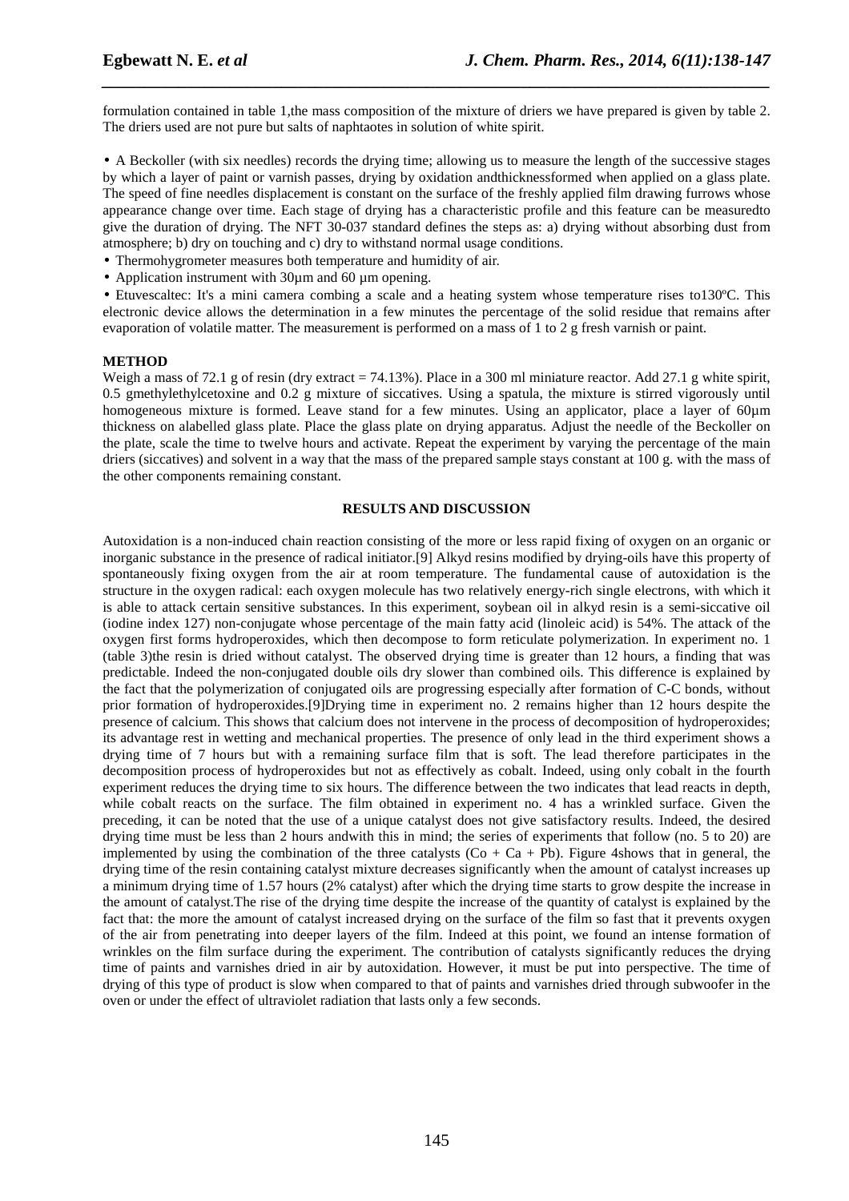formulation contained in table 1,the mass composition of the mixture of driers we have prepared is given by table 2. The driers used are not pure but salts of naphtaotes in solution of white spirit.

- A Beckoller (with six needles) records the drying time; allowing us to measure the length of the successive stages by which a layer of paint or varnish passes, drying by oxidation andthicknessformed when applied on a glass plate. The speed of fine needles displacement is constant on the surface of the freshly applied film drawing furrows whose appearance change over time. Each stage of drying has a characteristic profile and this feature can be measuredto give the duration of drying. The NFT 30-037 standard defines the steps as: a) drying without absorbing dust from atmosphere; b) dry on touching and c) dry to withstand normal usage conditions.
- Thermohygrometer measures both temperature and humidity of air.
- Application instrument with 30µm and 60 µm opening.
- Etuvescaltec: It's a mini camera combing a scale and a heating system whose temperature rises to130ºC. This electronic device allows the determination in a few minutes the percentage of the solid residue that remains after evaporation of volatile matter. The measurement is performed on a mass of 1 to 2 g fresh varnish or paint.

**METHOD**

Weigh a mass of 72.1 g of resin (dry extract = 74.13%). Place in a 300 ml miniature reactor. Add 27.1 g white spirit, 0.5 gmethylethylcetoxine and 0.2 g mixture of siccatives. Using a spatula, the mixture is stirred vigorously until homogeneous mixture is formed. Leave stand for a few minutes. Using an applicator, place a layer of 60µm thickness on alabelled glass plate. Place the glass plate on drying apparatus. Adjust the needle of the Beckoller on the plate, scale the time to twelve hours and activate. Repeat the experiment by varying the percentage of the main driers (siccatives) and solvent in a way that the mass of the prepared sample stays constant at 100 g. with the mass of the other components remaining constant.

## RESULTS AND DISCUSSION

Autoxidation is a non-induced chain reaction consisting of the more or less rapid fixing of oxygen on an organic or inorganic substance in the presence of radical initiator.[9] Alkyd resins modified by drying-oils have this property of spontaneously fixing oxygen from the air at room temperature. The fundamental cause of autoxidation is the structure in the oxygen radical: each oxygen molecule has two relatively energy-rich single electrons, with which it is able to attack certain sensitive substances. In this experiment, soybean oil in alkyd resin is a semi-siccative oil (iodine index 127) non-conjugate whose percentage of the main fatty acid (linoleic acid) is 54%. The attack of the oxygen first forms hydroperoxides, which then decompose to form reticulate polymerization. In experiment no. 1 (table 3)the resin is dried without catalyst. The observed drying time is greater than 12 hours, a finding that was predictable. Indeed the non-conjugated double oils dry slower than combined oils. This difference is explained by the fact that the polymerization of conjugated oils are progressing especially after formation of C-C bonds, without prior formation of hydroperoxides.[9]Drying time in experiment no. 2 remains higher than 12 hours despite the presence of calcium. This shows that calcium does not intervene in the process of decomposition of hydroperoxides; its advantage rest in wetting and mechanical properties. The presence of only lead in the third experiment shows a drying time of 7 hours but with a remaining surface film that is soft. The lead therefore participates in the decomposition process of hydroperoxides but not as effectively as cobalt. Indeed, using only cobalt in the fourth experiment reduces the drying time to six hours. The difference between the two indicates that lead reacts in depth, while cobalt reacts on the surface. The film obtained in experiment no. 4 has a wrinkled surface. Given the preceding, it can be noted that the use of a unique catalyst does not give satisfactory results. Indeed, the desired drying time must be less than 2 hours andwith this in mind; the series of experiments that follow (no. 5 to 20) are implemented by using the combination of the three catalysts (Co + Ca + Pb). Figure 4shows that in general, the drying time of the resin containing catalyst mixture decreases significantly when the amount of catalyst increases up a minimum drying time of 1.57 hours (2% catalyst) after which the drying time starts to grow despite the increase in the amount of catalyst.The rise of the drying time despite the increase of the quantity of catalyst is explained by the fact that: the more the amount of catalyst increased drying on the surface of the film so fast that it prevents oxygen of the air from penetrating into deeper layers of the film. Indeed at this point, we found an intense formation of wrinkles on the film surface during the experiment. The contribution of catalysts significantly reduces the drying time of paints and varnishes dried in air by autoxidation. However, it must be put into perspective. The time of drying of this type of product is slow when compared to that of paints and varnishes dried through subwoofer in the oven or under the effect of ultraviolet radiation that lasts only a few seconds.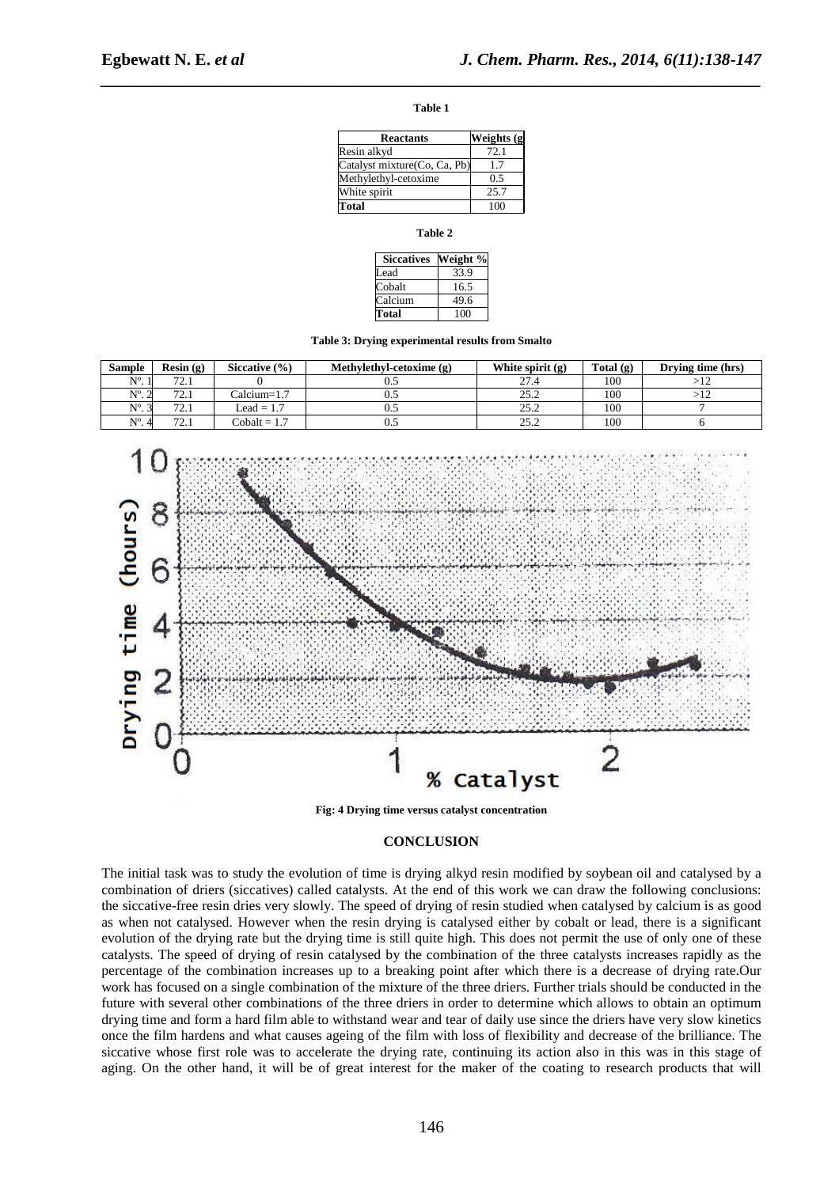**Table 1**

| Reactants | Weights (g |
|---|---|
| Resin alkyd | 72.1 |
| Catalyst mixture(Co, Ca, Pb) | 1.7 |
| Methylethyl-cetoxime | 0.5 |
| White spirit | 25.7 |
| **Total** | 100 |

**Table 2**

| Siccatives | Weight % |
|---|---|
| Lead | 33.9 |
| Cobalt | 16.5 |
| Calcium | 49.6 |
| **Total** | 100 |

**Table 3: Drying experimental results from Smalto**

| Sample | Resin (g) | Siccative (%) | Methylethyl-cetoxime (g) | White spirit (g) | Total (g) | Drying time (hrs) |
|---|---|---|---|---|---|---|
| Nº. 1 | 72.1 | 0 | 0.5 | 27.4 | 100 | >12 |
| Nº. 2 | 72.1 | Calcium=1.7 | 0.5 | 25.2 | 100 | >12 |
| Nº. 3 | 72.1 | Lead = 1.7 | 0.5 | 25.2 | 100 | 7 |
| Nº. 4 | 72.1 | Cobalt = 1.7 | 0.5 | 25.2 | 100 | 6 |

**Fig: 4 Drying time versus catalyst concentration**

## CONCLUSION

The initial task was to study the evolution of time is drying alkyd resin modified by soybean oil and catalysed by a combination of driers (siccatives) called catalysts. At the end of this work we can draw the following conclusions: the siccative-free resin dries very slowly. The speed of drying of resin studied when catalysed by calcium is as good as when not catalysed. However when the resin drying is catalysed either by cobalt or lead, there is a significant evolution of the drying rate but the drying time is still quite high. This does not permit the use of only one of these catalysts. The speed of drying of resin catalysed by the combination of the three catalysts increases rapidly as the percentage of the combination increases up to a breaking point after which there is a decrease of drying rate.Our work has focused on a single combination of the mixture of the three driers. Further trials should be conducted in the future with several other combinations of the three driers in order to determine which allows to obtain an optimum drying time and form a hard film able to withstand wear and tear of daily use since the driers have very slow kinetics once the film hardens and what causes ageing of the film with loss of flexibility and decrease of the brilliance. The siccative whose first role was to accelerate the drying rate, continuing its action also in this was in this stage of aging. On the other hand, it will be of great interest for the maker of the coating to research products that will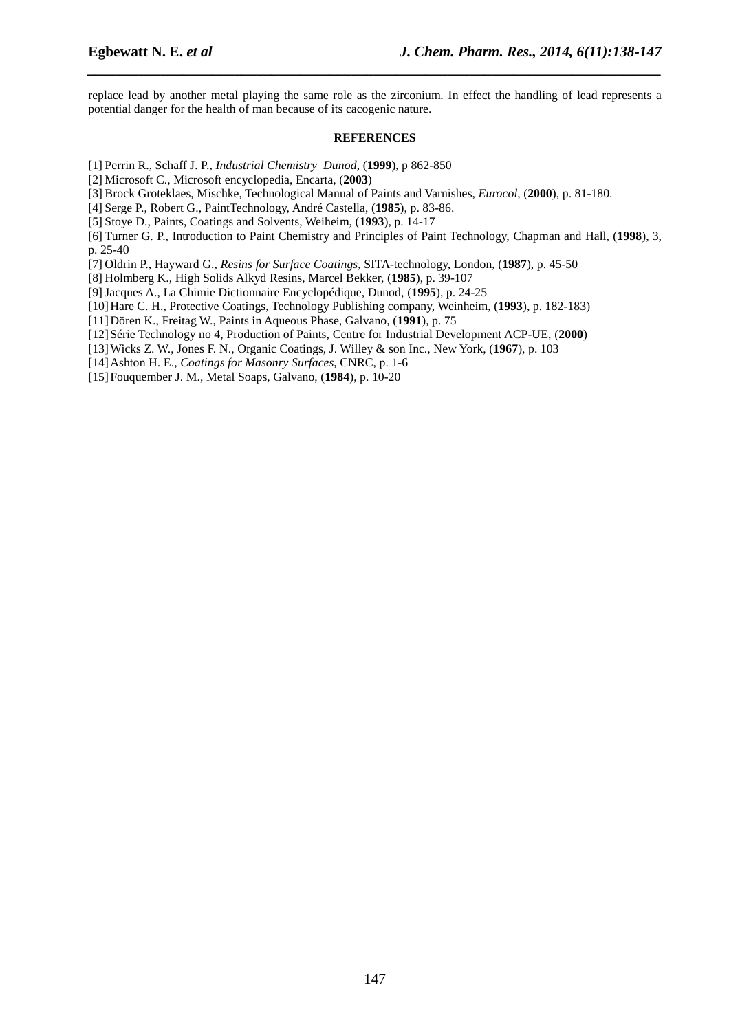replace lead by another metal playing the same role as the zirconium. In effect the handling of lead represents a potential danger for the health of man because of its cacogenic nature.

## REFERENCES

[1] Perrin R., Schaff J. P., *Industrial Chemistry Dunod*, (**1999**), p 862-850

[2] Microsoft C., Microsoft encyclopedia, Encarta, (**2003**)

[3] Brock Groteklaes, Mischke, Technological Manual of Paints and Varnishes, *Eurocol*, (**2000**), p. 81-180.

[4] Serge P., Robert G., PaintTechnology, André Castella, (**1985**), p. 83-86.

[5] Stoye D., Paints, Coatings and Solvents, Weiheim, (**1993**), p. 14-17

[6] Turner G. P., Introduction to Paint Chemistry and Principles of Paint Technology, Chapman and Hall, (**1998**), 3, p. 25-40

[7] Oldrin P., Hayward G., *Resins for Surface Coatings*, SITA-technology, London, (**1987**), p. 45-50

[8] Holmberg K., High Solids Alkyd Resins, Marcel Bekker, (**1985**), p. 39-107

[9] Jacques A., La Chimie Dictionnaire Encyclopédique, Dunod, (**1995**), p. 24-25

[10] Hare C. H., Protective Coatings, Technology Publishing company, Weinheim, (**1993**), p. 182-183)

[11] Dören K., Freitag W., Paints in Aqueous Phase, Galvano, (**1991**), p. 75

[12] Série Technology no 4, Production of Paints, Centre for Industrial Development ACP-UE, (**2000**)

[13] Wicks Z. W., Jones F. N., Organic Coatings, J. Willey & son Inc., New York, (**1967**), p. 103

[14] Ashton H. E., *Coatings for Masonry Surfaces*, CNRC, p. 1-6

[15] Fouquember J. M., Metal Soaps, Galvano, (**1984**), p. 10-20